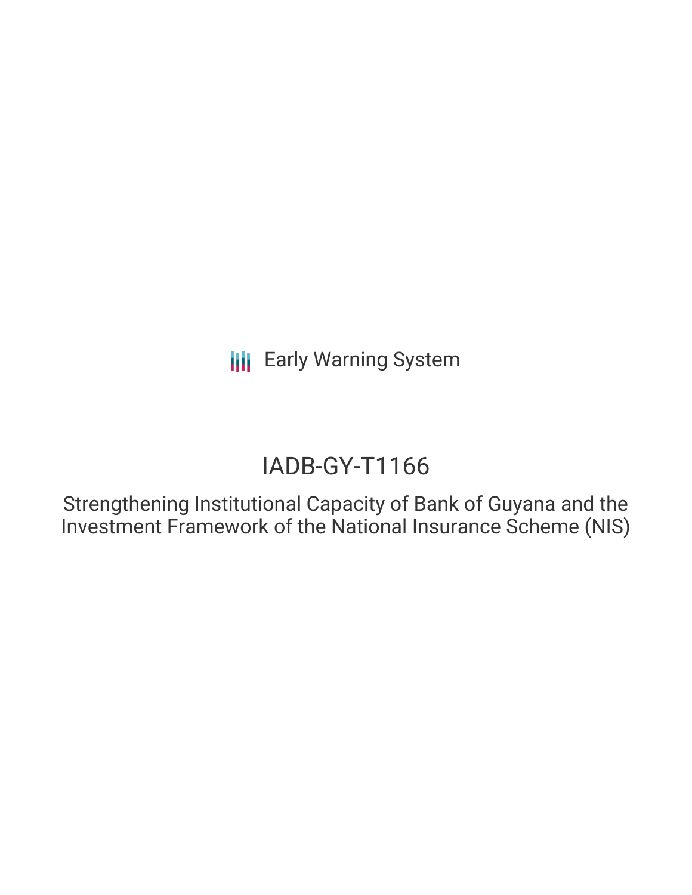Early Warning System

# IADB-GY-T1166

Strengthening Institutional Capacity of Bank of Guyana and the Investment Framework of the National Insurance Scheme (NIS)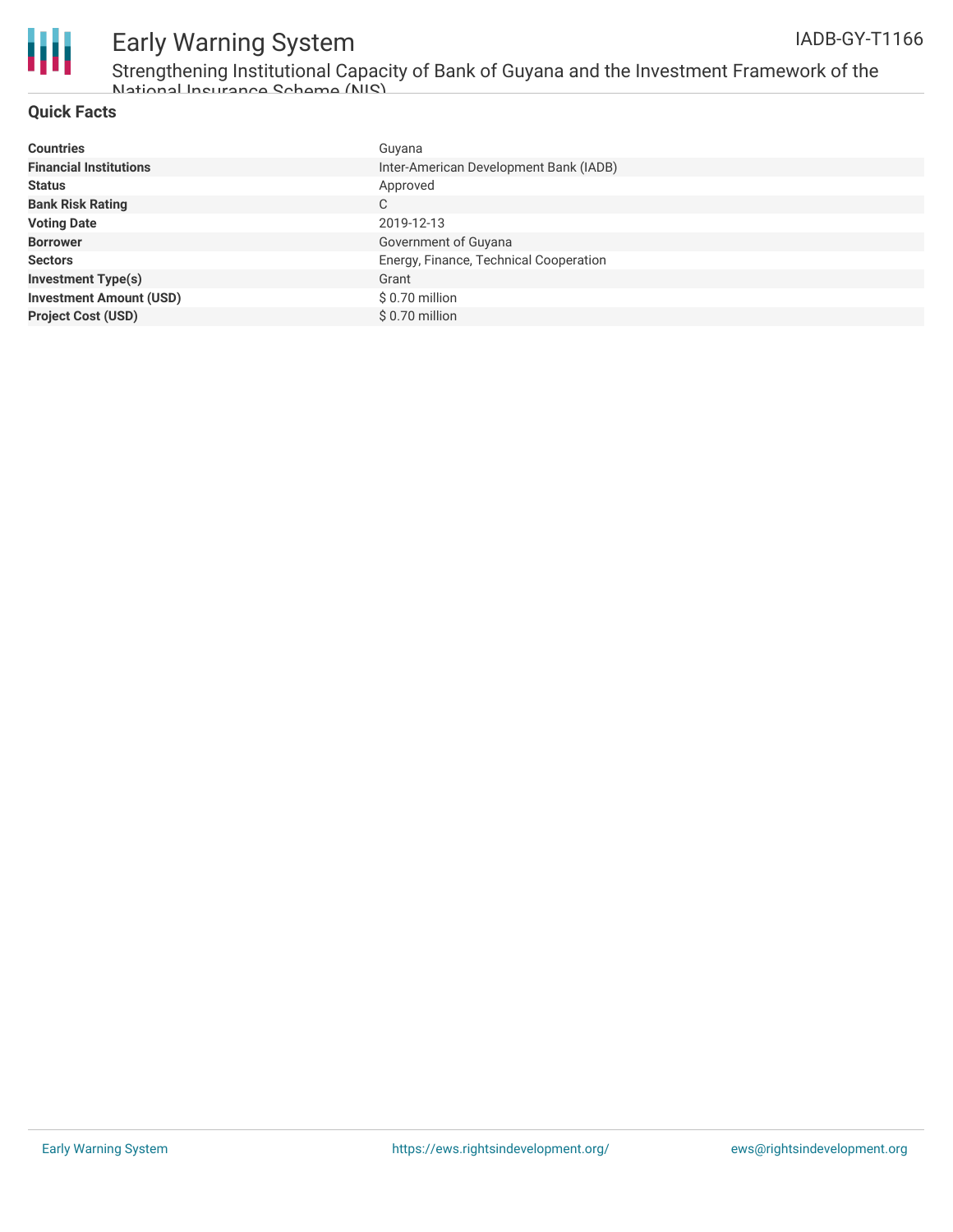# Early Warning System

IADB-GY-T1166

Strengthening Institutional Capacity of Bank of Guyana and the Investment Framework of the National Insurance Scheme (NIS)

## Quick Facts

| | |
|---|---|
| **Countries** | Guyana |
| **Financial Institutions** | Inter-American Development Bank (IADB) |
| **Status** | Approved |
| **Bank Risk Rating** | C |
| **Voting Date** | 2019-12-13 |
| **Borrower** | Government of Guyana |
| **Sectors** | Energy, Finance, Technical Cooperation |
| **Investment Type(s)** | Grant |
| **Investment Amount (USD)** | $ 0.70 million |
| **Project Cost (USD)** | $ 0.70 million |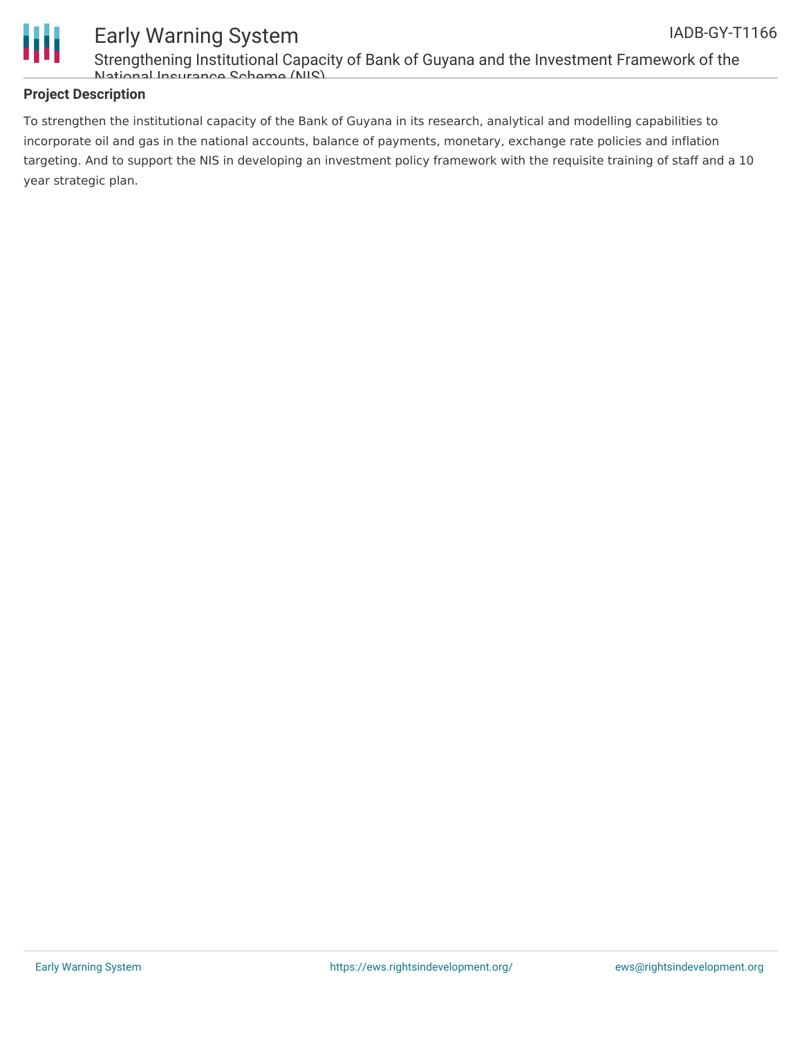## Project Description

To strengthen the institutional capacity of the Bank of Guyana in its research, analytical and modelling capabilities to incorporate oil and gas in the national accounts, balance of payments, monetary, exchange rate policies and inflation targeting. And to support the NIS in developing an investment policy framework with the requisite training of staff and a 10 year strategic plan.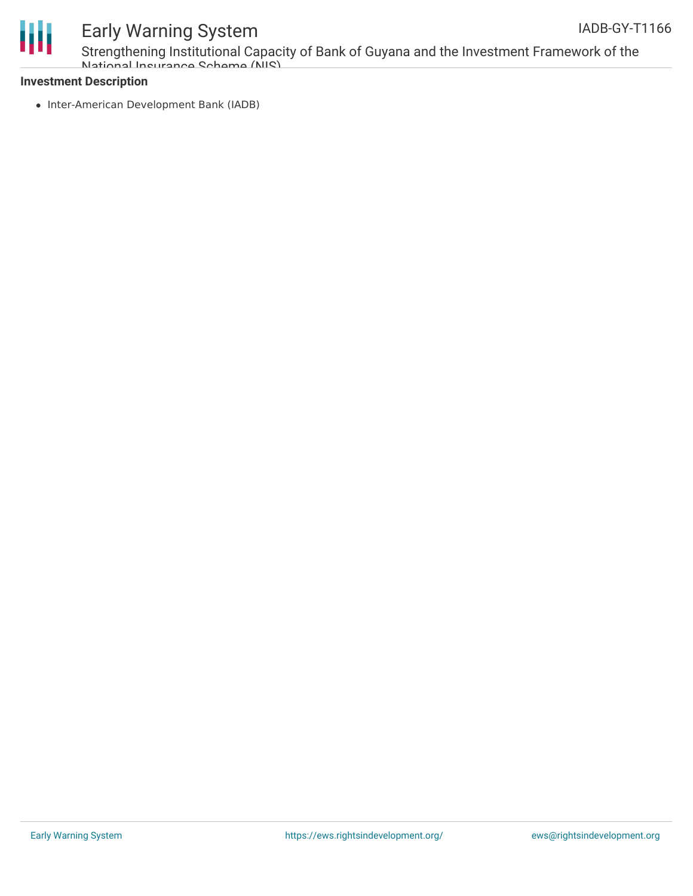**Investment Description**

- Inter-American Development Bank (IADB)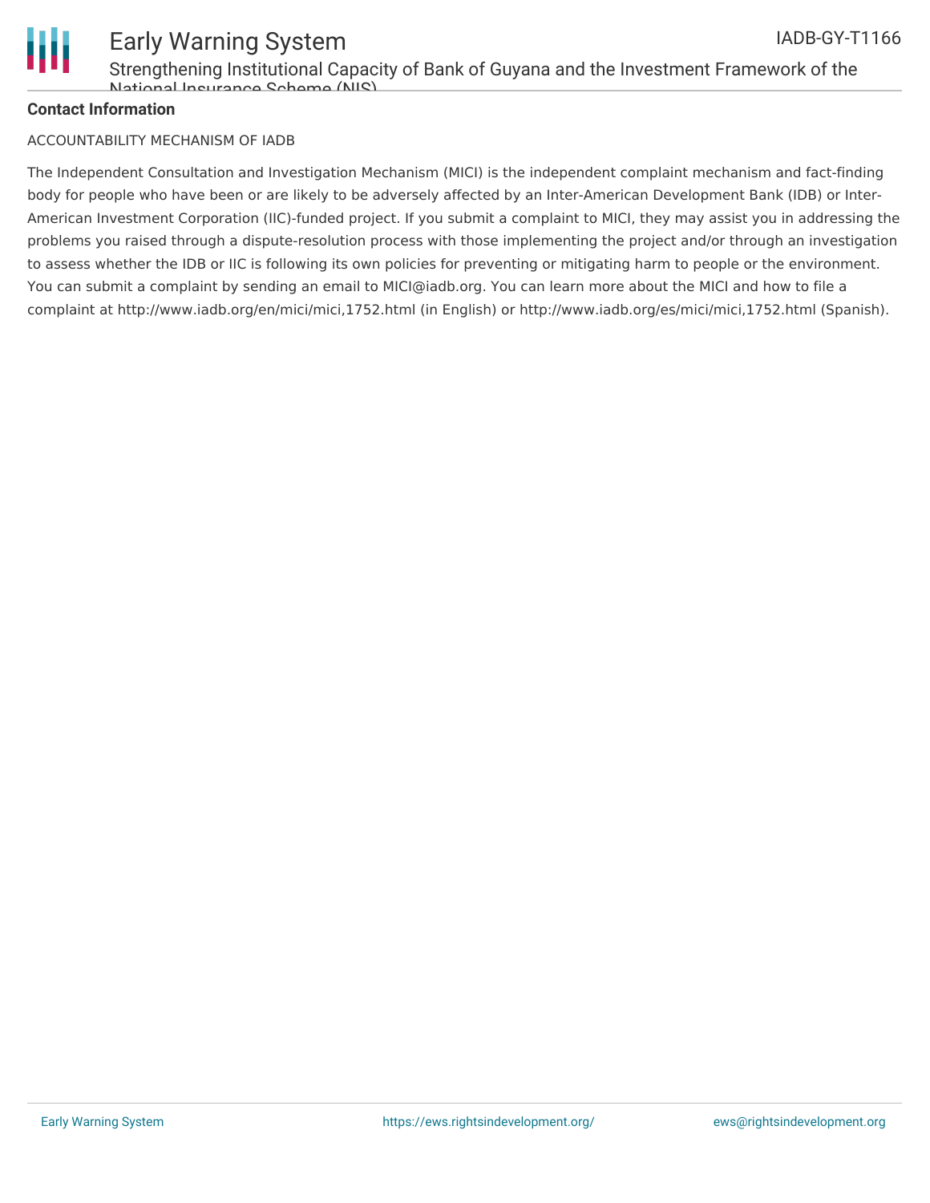**Contact Information**

ACCOUNTABILITY MECHANISM OF IADB

The Independent Consultation and Investigation Mechanism (MICI) is the independent complaint mechanism and fact-finding body for people who have been or are likely to be adversely affected by an Inter-American Development Bank (IDB) or Inter-American Investment Corporation (IIC)-funded project. If you submit a complaint to MICI, they may assist you in addressing the problems you raised through a dispute-resolution process with those implementing the project and/or through an investigation to assess whether the IDB or IIC is following its own policies for preventing or mitigating harm to people or the environment. You can submit a complaint by sending an email to MICI@iadb.org. You can learn more about the MICI and how to file a complaint at http://www.iadb.org/en/mici/mici,1752.html (in English) or http://www.iadb.org/es/mici/mici,1752.html (Spanish).